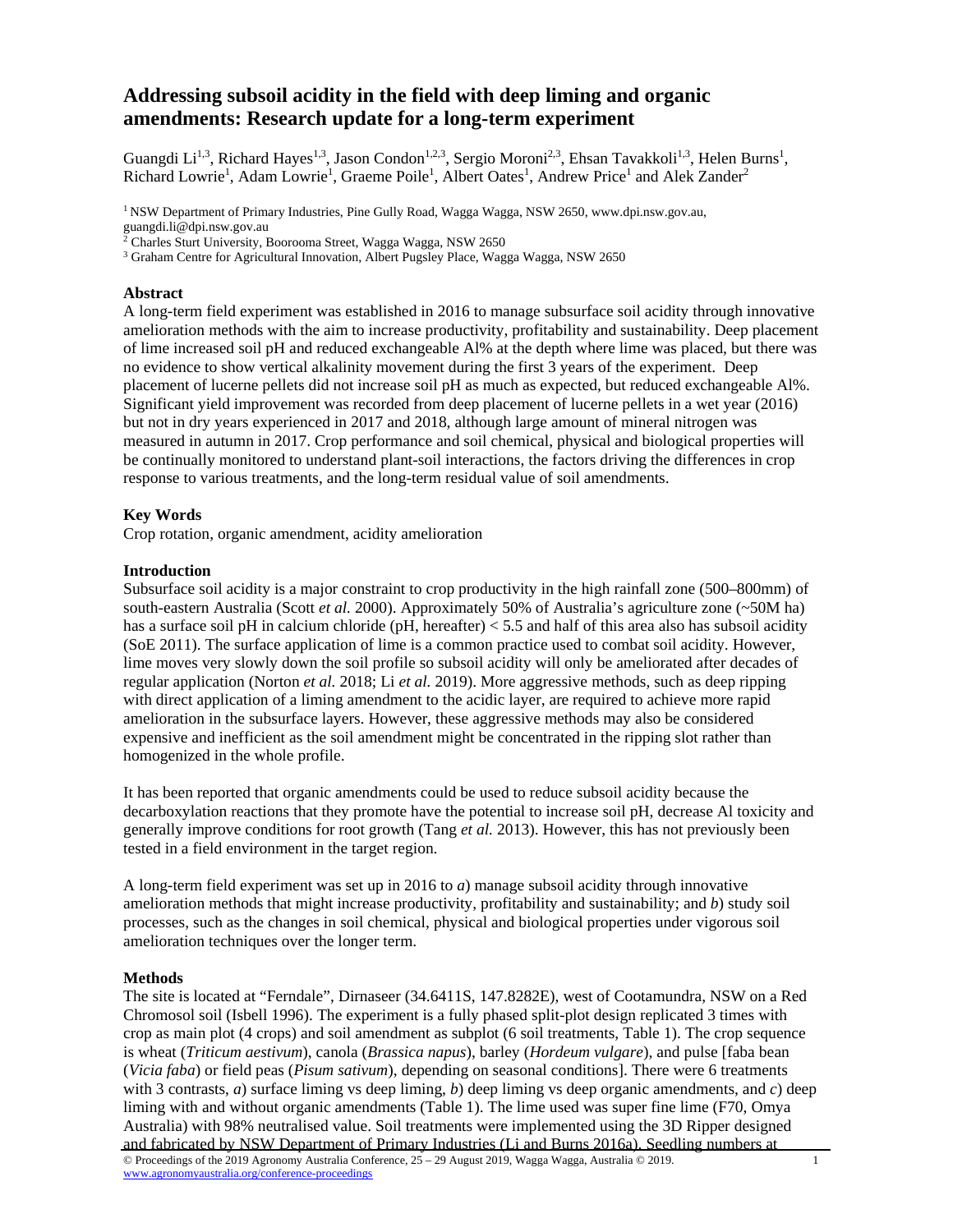# Addressing subsoil acidity in the field with deep liming and organic amendments: Research update for a long-term experiment

Guangdi Li[1,3], Richard Hayes[1,3], Jason Condon[1,2,3], Sergio Moroni[2,3], Ehsan Tavakkoli[1,3], Helen Burns[1], Richard Lowrie[1], Adam Lowrie[1], Graeme Poile[1], Albert Oates[1], Andrew Price[1] and Alek Zander[2]

[1] NSW Department of Primary Industries, Pine Gully Road, Wagga Wagga, NSW 2650, www.dpi.nsw.gov.au, guangdi.li@dpi.nsw.gov.au

[2] Charles Sturt University, Boorooma Street, Wagga Wagga, NSW 2650

[3] Graham Centre for Agricultural Innovation, Albert Pugsley Place, Wagga Wagga, NSW 2650

## Abstract

A long-term field experiment was established in 2016 to manage subsurface soil acidity through innovative amelioration methods with the aim to increase productivity, profitability and sustainability. Deep placement of lime increased soil pH and reduced exchangeable Al% at the depth where lime was placed, but there was no evidence to show vertical alkalinity movement during the first 3 years of the experiment. Deep placement of lucerne pellets did not increase soil pH as much as expected, but reduced exchangeable Al%. Significant yield improvement was recorded from deep placement of lucerne pellets in a wet year (2016) but not in dry years experienced in 2017 and 2018, although large amount of mineral nitrogen was measured in autumn in 2017. Crop performance and soil chemical, physical and biological properties will be continually monitored to understand plant-soil interactions, the factors driving the differences in crop response to various treatments, and the long-term residual value of soil amendments.

## Key Words

Crop rotation, organic amendment, acidity amelioration

## Introduction

Subsurface soil acidity is a major constraint to crop productivity in the high rainfall zone (500–800mm) of south-eastern Australia (Scott *et al.* 2000). Approximately 50% of Australia's agriculture zone (~50M ha) has a surface soil pH in calcium chloride (pH, hereafter) < 5.5 and half of this area also has subsoil acidity (SoE 2011). The surface application of lime is a common practice used to combat soil acidity. However, lime moves very slowly down the soil profile so subsoil acidity will only be ameliorated after decades of regular application (Norton *et al.* 2018; Li *et al.* 2019). More aggressive methods, such as deep ripping with direct application of a liming amendment to the acidic layer, are required to achieve more rapid amelioration in the subsurface layers. However, these aggressive methods may also be considered expensive and inefficient as the soil amendment might be concentrated in the ripping slot rather than homogenized in the whole profile.

It has been reported that organic amendments could be used to reduce subsoil acidity because the decarboxylation reactions that they promote have the potential to increase soil pH, decrease Al toxicity and generally improve conditions for root growth (Tang *et al.* 2013). However, this has not previously been tested in a field environment in the target region.

A long-term field experiment was set up in 2016 to *a*) manage subsoil acidity through innovative amelioration methods that might increase productivity, profitability and sustainability; and *b*) study soil processes, such as the changes in soil chemical, physical and biological properties under vigorous soil amelioration techniques over the longer term.

## Methods

The site is located at "Ferndale", Dirnaseer (34.6411S, 147.8282E), west of Cootamundra, NSW on a Red Chromosol soil (Isbell 1996). The experiment is a fully phased split-plot design replicated 3 times with crop as main plot (4 crops) and soil amendment as subplot (6 soil treatments, Table 1). The crop sequence is wheat (*Triticum aestivum*), canola (*Brassica napus*), barley (*Hordeum vulgare*), and pulse [faba bean (*Vicia faba*) or field peas (*Pisum sativum*), depending on seasonal conditions]. There were 6 treatments with 3 contrasts, *a*) surface liming vs deep liming, *b*) deep liming vs deep organic amendments, and *c*) deep liming with and without organic amendments (Table 1). The lime used was super fine lime (F70, Omya Australia) with 98% neutralised value. Soil treatments were implemented using the 3D Ripper designed and fabricated by NSW Department of Primary Industries (Li and Burns 2016a). Seedling numbers at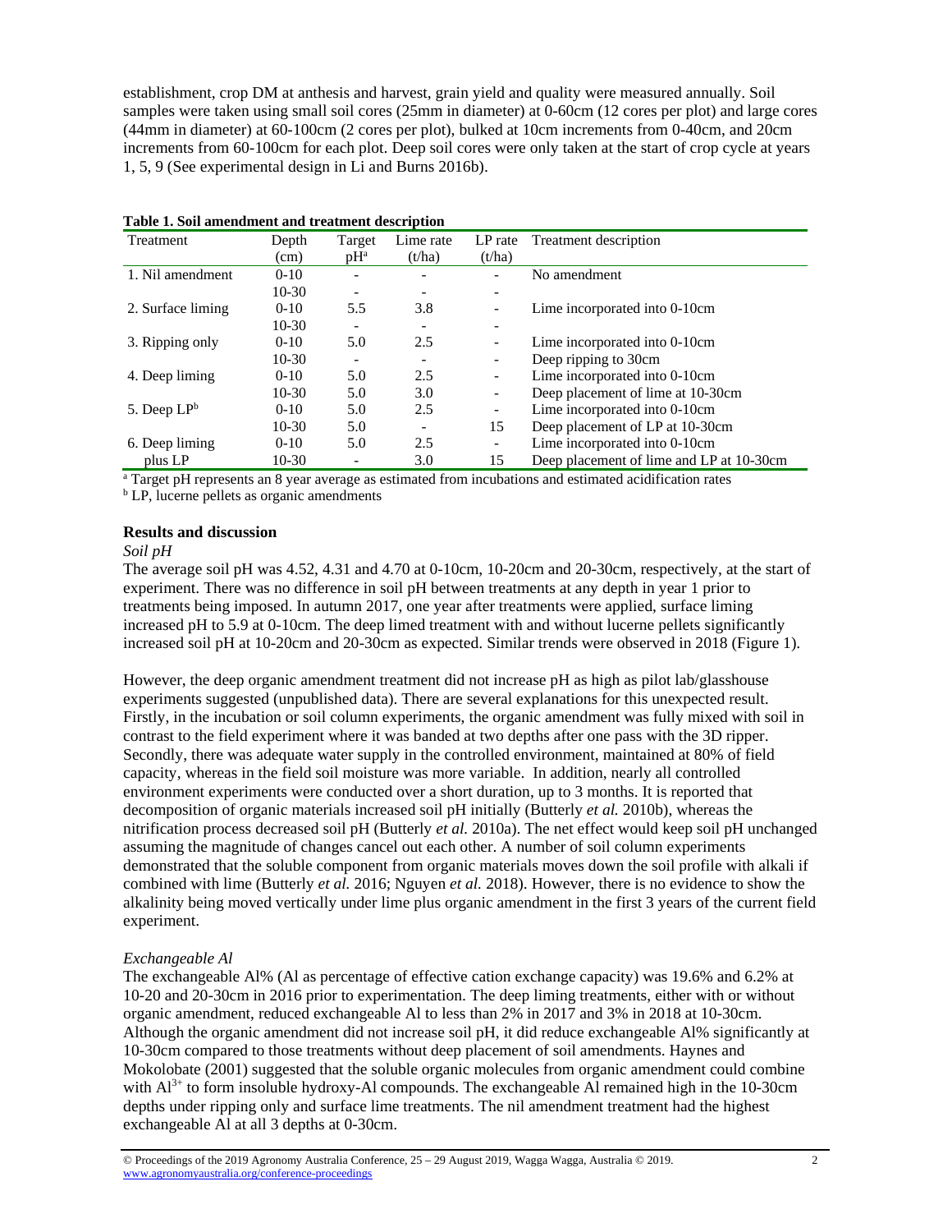establishment, crop DM at anthesis and harvest, grain yield and quality were measured annually. Soil samples were taken using small soil cores (25mm in diameter) at 0-60cm (12 cores per plot) and large cores (44mm in diameter) at 60-100cm (2 cores per plot), bulked at 10cm increments from 0-40cm, and 20cm increments from 60-100cm for each plot. Deep soil cores were only taken at the start of crop cycle at years 1, 5, 9 (See experimental design in Li and Burns 2016b).

**Table 1. Soil amendment and treatment description**

| Treatment | Depth (cm) | Target pH[a] | Lime rate (t/ha) | LP rate (t/ha) | Treatment description |
|---|---|---|---|---|---|
| 1. Nil amendment | 0-10 | - | - | - | No amendment |
| | 10-30 | - | - | - | |
| 2. Surface liming | 0-10 | 5.5 | 3.8 | - | Lime incorporated into 0-10cm |
| | 10-30 | - | - | - | |
| 3. Ripping only | 0-10 | 5.0 | 2.5 | - | Lime incorporated into 0-10cm |
| | 10-30 | - | - | - | Deep ripping to 30cm |
| 4. Deep liming | 0-10 | 5.0 | 2.5 | - | Lime incorporated into 0-10cm |
| | 10-30 | 5.0 | 3.0 | - | Deep placement of lime at 10-30cm |
| 5. Deep LP[b] | 0-10 | 5.0 | 2.5 | - | Lime incorporated into 0-10cm |
| | 10-30 | 5.0 | - | 15 | Deep placement of LP at 10-30cm |
| 6. Deep liming plus LP | 0-10 | 5.0 | 2.5 | - | Lime incorporated into 0-10cm |
| | 10-30 | - | 3.0 | 15 | Deep placement of lime and LP at 10-30cm |

[a] Target pH represents an 8 year average as estimated from incubations and estimated acidification rates

[b] LP, lucerne pellets as organic amendments

## Results and discussion

*Soil pH*

The average soil pH was 4.52, 4.31 and 4.70 at 0-10cm, 10-20cm and 20-30cm, respectively, at the start of experiment. There was no difference in soil pH between treatments at any depth in year 1 prior to treatments being imposed. In autumn 2017, one year after treatments were applied, surface liming increased pH to 5.9 at 0-10cm. The deep limed treatment with and without lucerne pellets significantly increased soil pH at 10-20cm and 20-30cm as expected. Similar trends were observed in 2018 (Figure 1).

However, the deep organic amendment treatment did not increase pH as high as pilot lab/glasshouse experiments suggested (unpublished data). There are several explanations for this unexpected result. Firstly, in the incubation or soil column experiments, the organic amendment was fully mixed with soil in contrast to the field experiment where it was banded at two depths after one pass with the 3D ripper. Secondly, there was adequate water supply in the controlled environment, maintained at 80% of field capacity, whereas in the field soil moisture was more variable. In addition, nearly all controlled environment experiments were conducted over a short duration, up to 3 months. It is reported that decomposition of organic materials increased soil pH initially (Butterly *et al.* 2010b), whereas the nitrification process decreased soil pH (Butterly *et al.* 2010a). The net effect would keep soil pH unchanged assuming the magnitude of changes cancel out each other. A number of soil column experiments demonstrated that the soluble component from organic materials moves down the soil profile with alkali if combined with lime (Butterly *et al.* 2016; Nguyen *et al.* 2018). However, there is no evidence to show the alkalinity being moved vertically under lime plus organic amendment in the first 3 years of the current field experiment.

*Exchangeable Al*

The exchangeable Al% (Al as percentage of effective cation exchange capacity) was 19.6% and 6.2% at 10-20 and 20-30cm in 2016 prior to experimentation. The deep liming treatments, either with or without organic amendment, reduced exchangeable Al to less than 2% in 2017 and 3% in 2018 at 10-30cm. Although the organic amendment did not increase soil pH, it did reduce exchangeable Al% significantly at 10-30cm compared to those treatments without deep placement of soil amendments. Haynes and Mokolobate (2001) suggested that the soluble organic molecules from organic amendment could combine with $Al^{3+}$ to form insoluble hydroxy-Al compounds. The exchangeable Al remained high in the 10-30cm depths under ripping only and surface lime treatments. The nil amendment treatment had the highest exchangeable Al at all 3 depths at 0-30cm.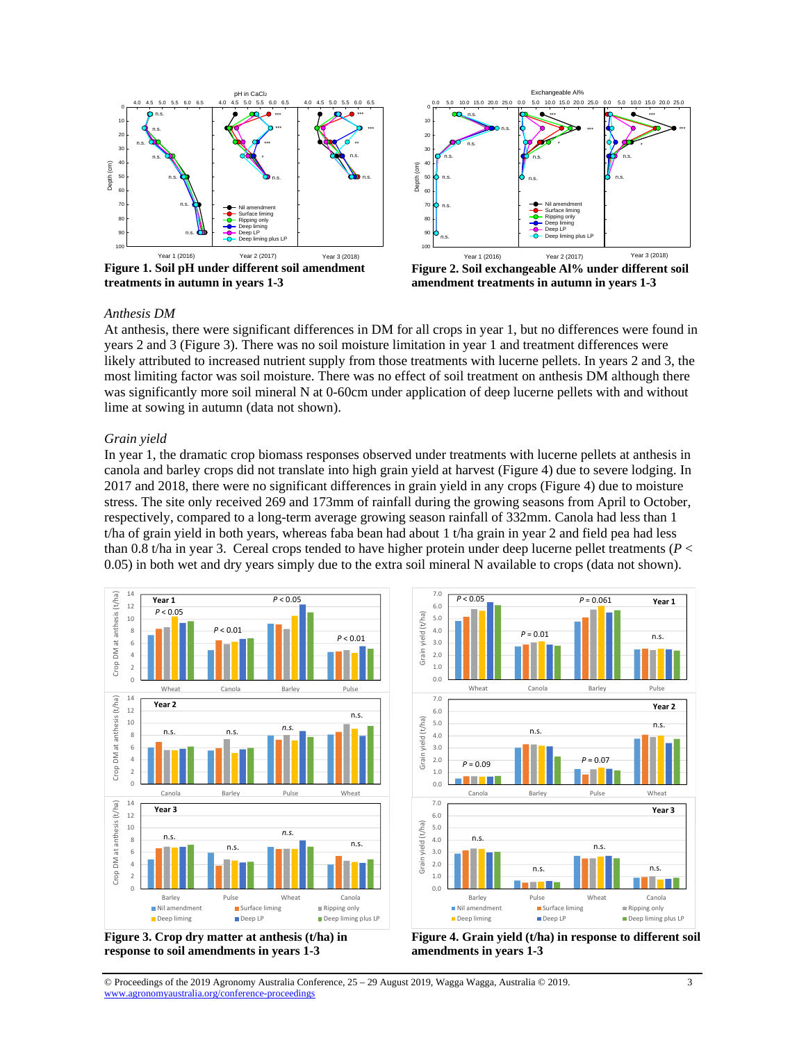**Figure 1. Soil pH under different soil amendment treatments in autumn in years 1-3**

**Figure 2. Soil exchangeable Al% under different soil amendment treatments in autumn in years 1-3**

*Anthesis DM*

At anthesis, there were significant differences in DM for all crops in year 1, but no differences were found in years 2 and 3 (Figure 3). There was no soil moisture limitation in year 1 and treatment differences were likely attributed to increased nutrient supply from those treatments with lucerne pellets. In years 2 and 3, the most limiting factor was soil moisture. There was no effect of soil treatment on anthesis DM although there was significantly more soil mineral N at 0-60cm under application of deep lucerne pellets with and without lime at sowing in autumn (data not shown).

*Grain yield*

In year 1, the dramatic crop biomass responses observed under treatments with lucerne pellets at anthesis in canola and barley crops did not translate into high grain yield at harvest (Figure 4) due to severe lodging. In 2017 and 2018, there were no significant differences in grain yield in any crops (Figure 4) due to moisture stress. The site only received 269 and 173mm of rainfall during the growing seasons from April to October, respectively, compared to a long-term average growing season rainfall of 332mm. Canola had less than 1 t/ha of grain yield in both years, whereas faba bean had about 1 t/ha grain in year 2 and field pea had less than 0.8 t/ha in year 3. Cereal crops tended to have higher protein under deep lucerne pellet treatments ($P < 0.05$) in both wet and dry years simply due to the extra soil mineral N available to crops (data not shown).

**Figure 3. Crop dry matter at anthesis (t/ha) in response to soil amendments in years 1-3**

**Figure 4. Grain yield (t/ha) in response to different soil amendments in years 1-3**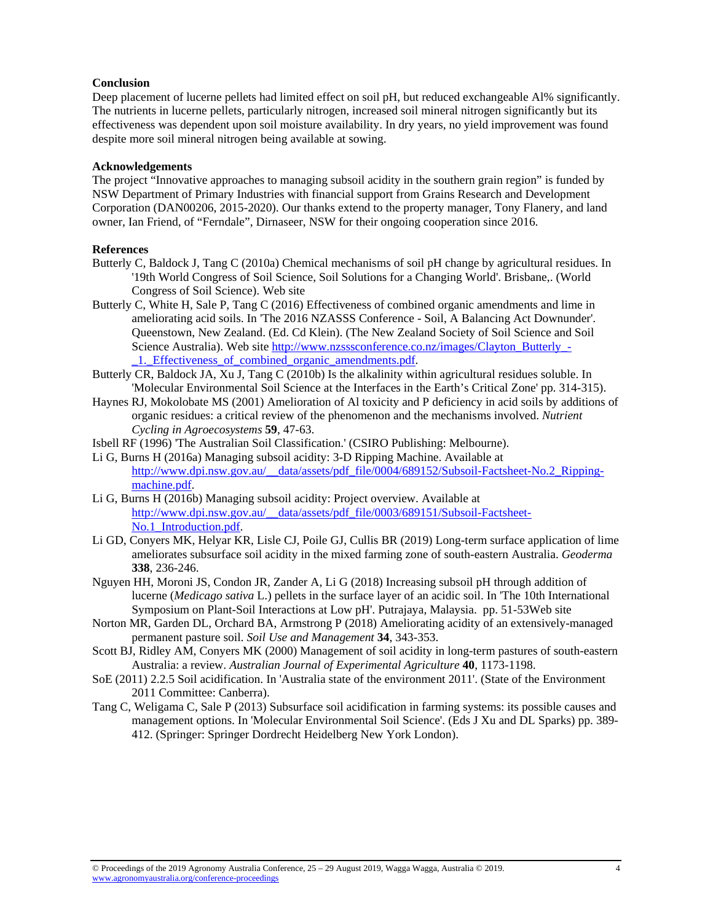## Conclusion

Deep placement of lucerne pellets had limited effect on soil pH, but reduced exchangeable Al% significantly. The nutrients in lucerne pellets, particularly nitrogen, increased soil mineral nitrogen significantly but its effectiveness was dependent upon soil moisture availability. In dry years, no yield improvement was found despite more soil mineral nitrogen being available at sowing.

## Acknowledgements

The project "Innovative approaches to managing subsoil acidity in the southern grain region" is funded by NSW Department of Primary Industries with financial support from Grains Research and Development Corporation (DAN00206, 2015-2020). Our thanks extend to the property manager, Tony Flanery, and land owner, Ian Friend, of "Ferndale", Dirnaseer, NSW for their ongoing cooperation since 2016.

## References

Butterly C, Baldock J, Tang C (2010a) Chemical mechanisms of soil pH change by agricultural residues. In '19th World Congress of Soil Science, Soil Solutions for a Changing World'. Brisbane,. (World Congress of Soil Science). Web site

Butterly C, White H, Sale P, Tang C (2016) Effectiveness of combined organic amendments and lime in ameliorating acid soils. In 'The 2016 NZASSS Conference - Soil, A Balancing Act Downunder'. Queenstown, New Zealand. (Ed. Cd Klein). (The New Zealand Society of Soil Science and Soil Science Australia). Web site http://www.nzsssconference.co.nz/images/Clayton_Butterly_-_1._Effectiveness_of_combined_organic_amendments.pdf.

Butterly CR, Baldock JA, Xu J, Tang C (2010b) Is the alkalinity within agricultural residues soluble. In 'Molecular Environmental Soil Science at the Interfaces in the Earth's Critical Zone' pp. 314-315).

Haynes RJ, Mokolobate MS (2001) Amelioration of Al toxicity and P deficiency in acid soils by additions of organic residues: a critical review of the phenomenon and the mechanisms involved. *Nutrient Cycling in Agroecosystems* **59**, 47-63.

Isbell RF (1996) 'The Australian Soil Classification.' (CSIRO Publishing: Melbourne).

Li G, Burns H (2016a) Managing subsoil acidity: 3-D Ripping Machine. Available at http://www.dpi.nsw.gov.au/__data/assets/pdf_file/0004/689152/Subsoil-Factsheet-No.2_Ripping-machine.pdf.

Li G, Burns H (2016b) Managing subsoil acidity: Project overview. Available at http://www.dpi.nsw.gov.au/__data/assets/pdf_file/0003/689151/Subsoil-Factsheet-No.1_Introduction.pdf.

Li GD, Conyers MK, Helyar KR, Lisle CJ, Poile GJ, Cullis BR (2019) Long-term surface application of lime ameliorates subsurface soil acidity in the mixed farming zone of south-eastern Australia. *Geoderma* **338**, 236-246.

Nguyen HH, Moroni JS, Condon JR, Zander A, Li G (2018) Increasing subsoil pH through addition of lucerne (*Medicago sativa* L.) pellets in the surface layer of an acidic soil. In 'The 10th International Symposium on Plant-Soil Interactions at Low pH'. Putrajaya, Malaysia. pp. 51-53Web site

Norton MR, Garden DL, Orchard BA, Armstrong P (2018) Ameliorating acidity of an extensively-managed permanent pasture soil. *Soil Use and Management* **34**, 343-353.

Scott BJ, Ridley AM, Conyers MK (2000) Management of soil acidity in long-term pastures of south-eastern Australia: a review. *Australian Journal of Experimental Agriculture* **40**, 1173-1198.

SoE (2011) 2.2.5 Soil acidification. In 'Australia state of the environment 2011'. (State of the Environment 2011 Committee: Canberra).

Tang C, Weligama C, Sale P (2013) Subsurface soil acidification in farming systems: its possible causes and management options. In 'Molecular Environmental Soil Science'. (Eds J Xu and DL Sparks) pp. 389-412. (Springer: Springer Dordrecht Heidelberg New York London).